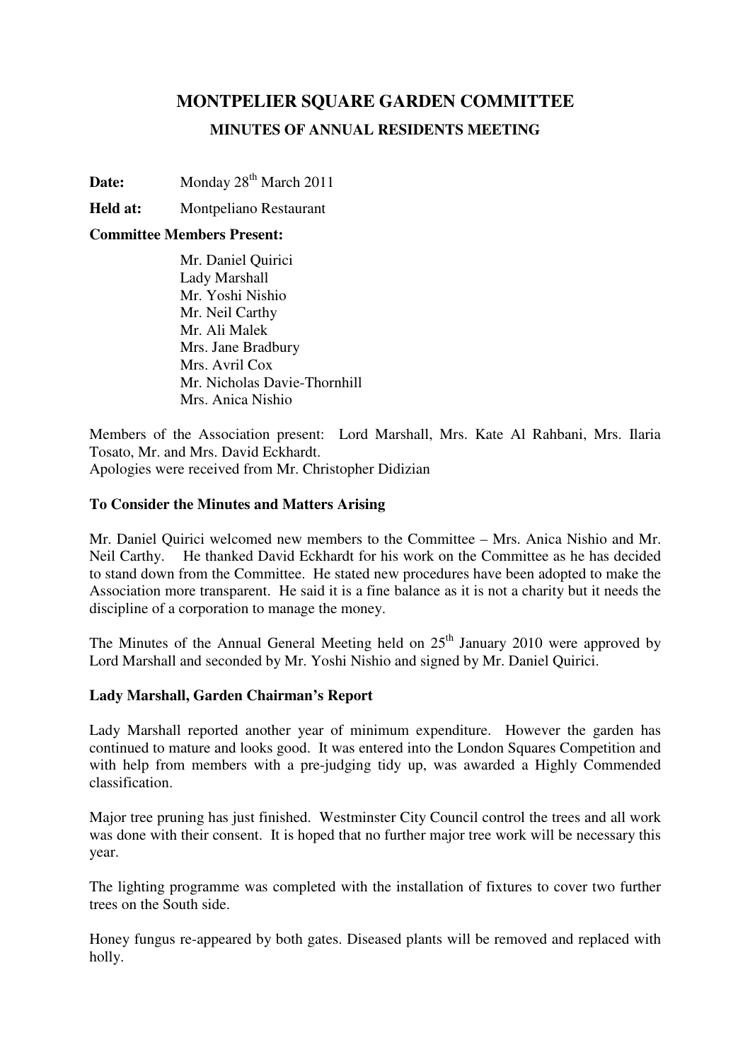# MONTPELIER SQUARE GARDEN COMMITTEE

## MINUTES OF ANNUAL RESIDENTS MEETING

**Date:** Monday 28th March 2011

**Held at:** Montpeliano Restaurant

**Committee Members Present:**

Mr. Daniel Quirici
Lady Marshall
Mr. Yoshi Nishio
Mr. Neil Carthy
Mr. Ali Malek
Mrs. Jane Bradbury
Mrs. Avril Cox
Mr. Nicholas Davie-Thornhill
Mrs. Anica Nishio

Members of the Association present: Lord Marshall, Mrs. Kate Al Rahbani, Mrs. Ilaria Tosato, Mr. and Mrs. David Eckhardt.
Apologies were received from Mr. Christopher Didizian

**To Consider the Minutes and Matters Arising**

Mr. Daniel Quirici welcomed new members to the Committee – Mrs. Anica Nishio and Mr. Neil Carthy. He thanked David Eckhardt for his work on the Committee as he has decided to stand down from the Committee. He stated new procedures have been adopted to make the Association more transparent. He said it is a fine balance as it is not a charity but it needs the discipline of a corporation to manage the money.

The Minutes of the Annual General Meeting held on 25th January 2010 were approved by Lord Marshall and seconded by Mr. Yoshi Nishio and signed by Mr. Daniel Quirici.

**Lady Marshall, Garden Chairman's Report**

Lady Marshall reported another year of minimum expenditure. However the garden has continued to mature and looks good. It was entered into the London Squares Competition and with help from members with a pre-judging tidy up, was awarded a Highly Commended classification.

Major tree pruning has just finished. Westminster City Council control the trees and all work was done with their consent. It is hoped that no further major tree work will be necessary this year.

The lighting programme was completed with the installation of fixtures to cover two further trees on the South side.

Honey fungus re-appeared by both gates. Diseased plants will be removed and replaced with holly.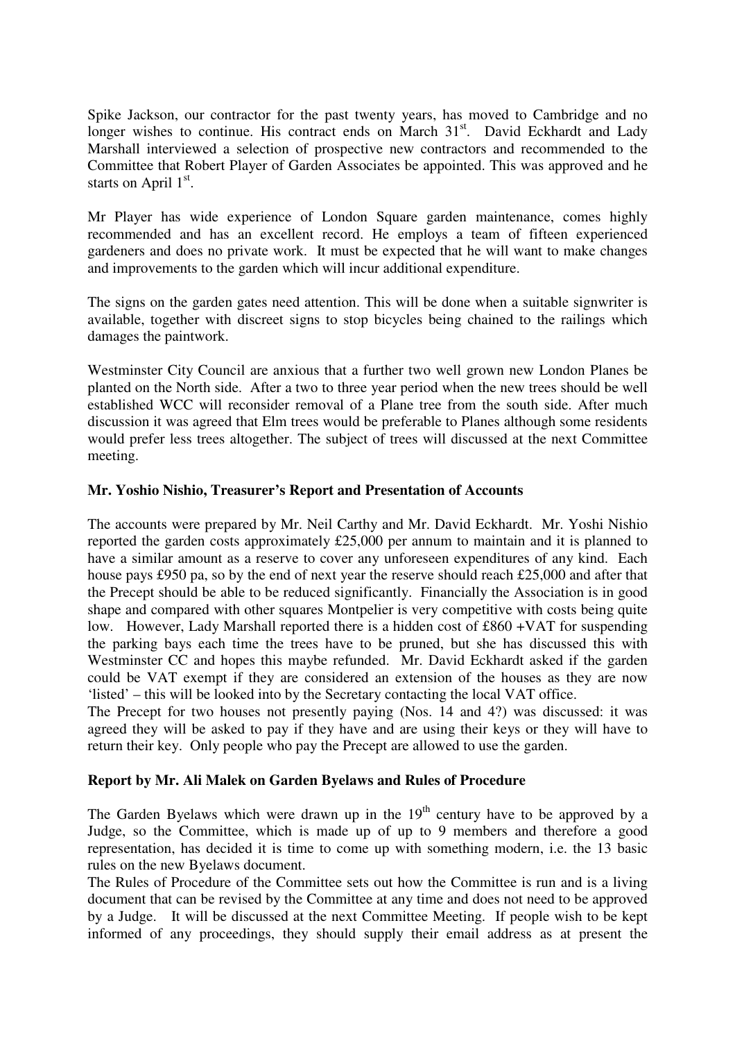Spike Jackson, our contractor for the past twenty years, has moved to Cambridge and no longer wishes to continue. His contract ends on March 31st. David Eckhardt and Lady Marshall interviewed a selection of prospective new contractors and recommended to the Committee that Robert Player of Garden Associates be appointed. This was approved and he starts on April 1st.

Mr Player has wide experience of London Square garden maintenance, comes highly recommended and has an excellent record. He employs a team of fifteen experienced gardeners and does no private work. It must be expected that he will want to make changes and improvements to the garden which will incur additional expenditure.

The signs on the garden gates need attention. This will be done when a suitable signwriter is available, together with discreet signs to stop bicycles being chained to the railings which damages the paintwork.

Westminster City Council are anxious that a further two well grown new London Planes be planted on the North side. After a two to three year period when the new trees should be well established WCC will reconsider removal of a Plane tree from the south side. After much discussion it was agreed that Elm trees would be preferable to Planes although some residents would prefer less trees altogether. The subject of trees will discussed at the next Committee meeting.

**Mr. Yoshio Nishio, Treasurer's Report and Presentation of Accounts**

The accounts were prepared by Mr. Neil Carthy and Mr. David Eckhardt. Mr. Yoshi Nishio reported the garden costs approximately £25,000 per annum to maintain and it is planned to have a similar amount as a reserve to cover any unforeseen expenditures of any kind. Each house pays £950 pa, so by the end of next year the reserve should reach £25,000 and after that the Precept should be able to be reduced significantly. Financially the Association is in good shape and compared with other squares Montpelier is very competitive with costs being quite low. However, Lady Marshall reported there is a hidden cost of £860 +VAT for suspending the parking bays each time the trees have to be pruned, but she has discussed this with Westminster CC and hopes this maybe refunded. Mr. David Eckhardt asked if the garden could be VAT exempt if they are considered an extension of the houses as they are now 'listed' – this will be looked into by the Secretary contacting the local VAT office.
The Precept for two houses not presently paying (Nos. 14 and 4?) was discussed: it was agreed they will be asked to pay if they have and are using their keys or they will have to return their key. Only people who pay the Precept are allowed to use the garden.

**Report by Mr. Ali Malek on Garden Byelaws and Rules of Procedure**

The Garden Byelaws which were drawn up in the 19th century have to be approved by a Judge, so the Committee, which is made up of up to 9 members and therefore a good representation, has decided it is time to come up with something modern, i.e. the 13 basic rules on the new Byelaws document.
The Rules of Procedure of the Committee sets out how the Committee is run and is a living document that can be revised by the Committee at any time and does not need to be approved by a Judge. It will be discussed at the next Committee Meeting. If people wish to be kept informed of any proceedings, they should supply their email address as at present the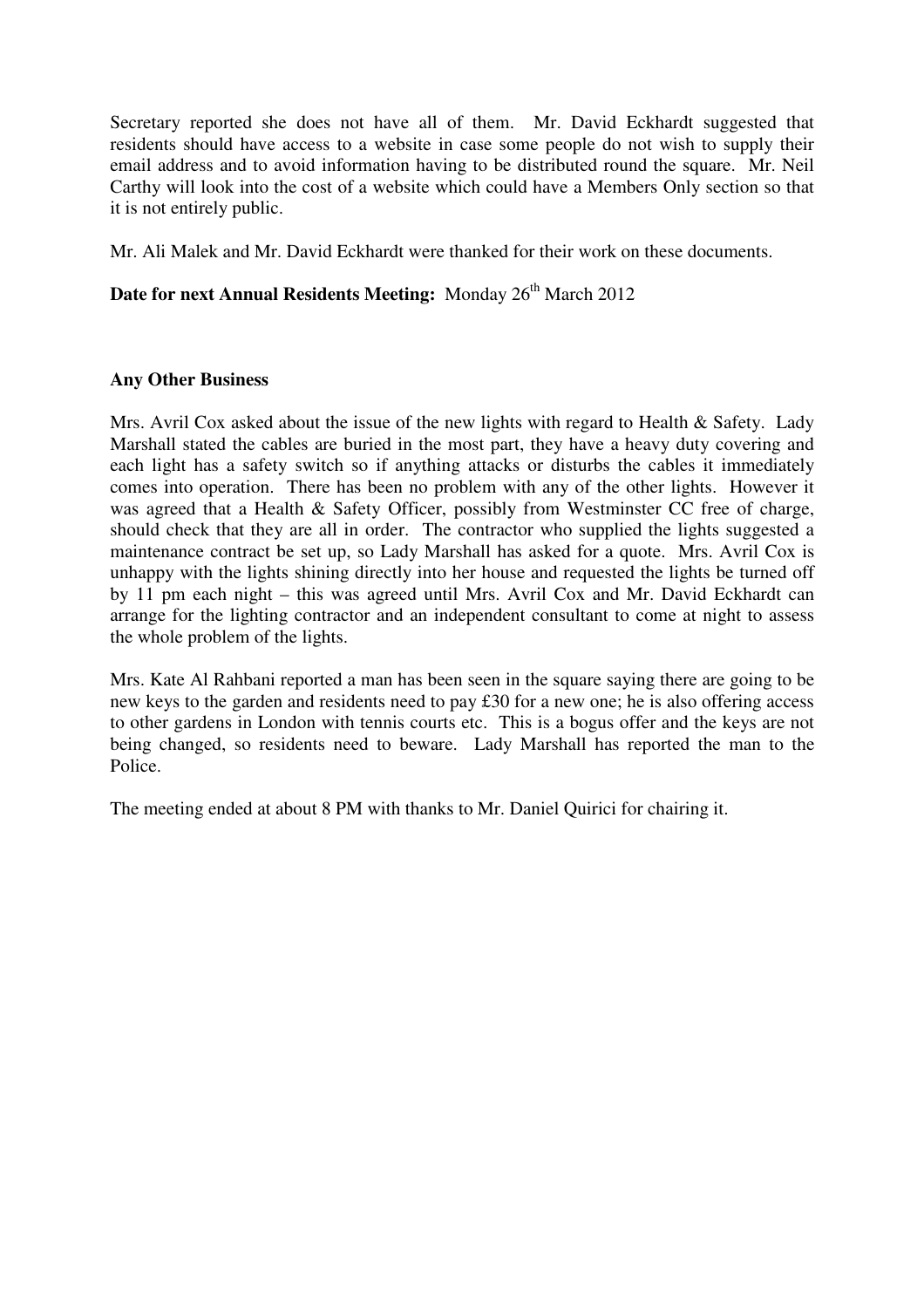Secretary reported she does not have all of them. Mr. David Eckhardt suggested that residents should have access to a website in case some people do not wish to supply their email address and to avoid information having to be distributed round the square. Mr. Neil Carthy will look into the cost of a website which could have a Members Only section so that it is not entirely public.

Mr. Ali Malek and Mr. David Eckhardt were thanked for their work on these documents.

**Date for next Annual Residents Meeting:** Monday 26th March 2012

**Any Other Business**

Mrs. Avril Cox asked about the issue of the new lights with regard to Health & Safety. Lady Marshall stated the cables are buried in the most part, they have a heavy duty covering and each light has a safety switch so if anything attacks or disturbs the cables it immediately comes into operation. There has been no problem with any of the other lights. However it was agreed that a Health & Safety Officer, possibly from Westminster CC free of charge, should check that they are all in order. The contractor who supplied the lights suggested a maintenance contract be set up, so Lady Marshall has asked for a quote. Mrs. Avril Cox is unhappy with the lights shining directly into her house and requested the lights be turned off by 11 pm each night – this was agreed until Mrs. Avril Cox and Mr. David Eckhardt can arrange for the lighting contractor and an independent consultant to come at night to assess the whole problem of the lights.

Mrs. Kate Al Rahbani reported a man has been seen in the square saying there are going to be new keys to the garden and residents need to pay £30 for a new one; he is also offering access to other gardens in London with tennis courts etc. This is a bogus offer and the keys are not being changed, so residents need to beware. Lady Marshall has reported the man to the Police.

The meeting ended at about 8 PM with thanks to Mr. Daniel Quirici for chairing it.